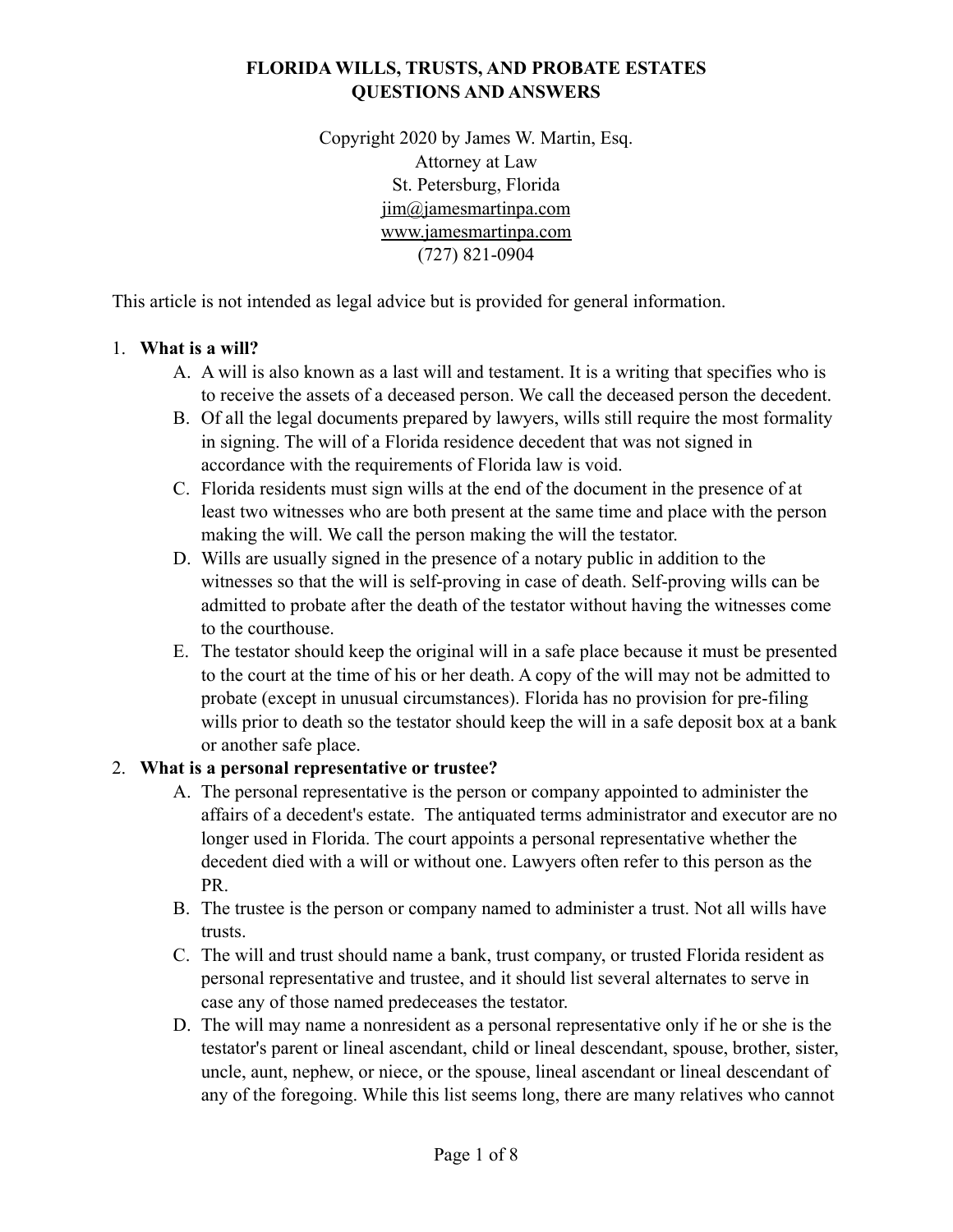# FLORIDA WILLS, TRUSTS, AND PROBATE ESTATES QUESTIONS AND ANSWERS

Copyright 2020 by James W. Martin, Esq.
Attorney at Law
St. Petersburg, Florida
jim@jamesmartinpa.com
www.jamesmartinpa.com
(727) 821-0904

This article is not intended as legal advice but is provided for general information.

1. **What is a will?**
   - A. A will is also known as a last will and testament. It is a writing that specifies who is to receive the assets of a deceased person. We call the deceased person the decedent.
   - B. Of all the legal documents prepared by lawyers, wills still require the most formality in signing. The will of a Florida residence decedent that was not signed in accordance with the requirements of Florida law is void.
   - C. Florida residents must sign wills at the end of the document in the presence of at least two witnesses who are both present at the same time and place with the person making the will. We call the person making the will the testator.
   - D. Wills are usually signed in the presence of a notary public in addition to the witnesses so that the will is self-proving in case of death. Self-proving wills can be admitted to probate after the death of the testator without having the witnesses come to the courthouse.
   - E. The testator should keep the original will in a safe place because it must be presented to the court at the time of his or her death. A copy of the will may not be admitted to probate (except in unusual circumstances). Florida has no provision for pre-filing wills prior to death so the testator should keep the will in a safe deposit box at a bank or another safe place.
2. **What is a personal representative or trustee?**
   - A. The personal representative is the person or company appointed to administer the affairs of a decedent's estate. The antiquated terms administrator and executor are no longer used in Florida. The court appoints a personal representative whether the decedent died with a will or without one. Lawyers often refer to this person as the PR.
   - B. The trustee is the person or company named to administer a trust. Not all wills have trusts.
   - C. The will and trust should name a bank, trust company, or trusted Florida resident as personal representative and trustee, and it should list several alternates to serve in case any of those named predeceases the testator.
   - D. The will may name a nonresident as a personal representative only if he or she is the testator's parent or lineal ascendant, child or lineal descendant, spouse, brother, sister, uncle, aunt, nephew, or niece, or the spouse, lineal ascendant or lineal descendant of any of the foregoing. While this list seems long, there are many relatives who cannot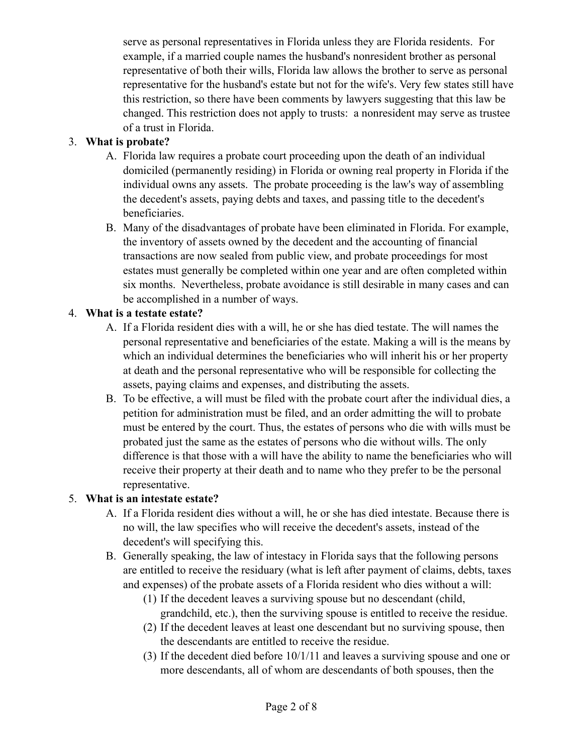serve as personal representatives in Florida unless they are Florida residents. For example, if a married couple names the husband's nonresident brother as personal representative of both their wills, Florida law allows the brother to serve as personal representative for the husband's estate but not for the wife's. Very few states still have this restriction, so there have been comments by lawyers suggesting that this law be changed. This restriction does not apply to trusts: a nonresident may serve as trustee of a trust in Florida.

3. **What is probate?**
   - A. Florida law requires a probate court proceeding upon the death of an individual domiciled (permanently residing) in Florida or owning real property in Florida if the individual owns any assets. The probate proceeding is the law's way of assembling the decedent's assets, paying debts and taxes, and passing title to the decedent's beneficiaries.
   - B. Many of the disadvantages of probate have been eliminated in Florida. For example, the inventory of assets owned by the decedent and the accounting of financial transactions are now sealed from public view, and probate proceedings for most estates must generally be completed within one year and are often completed within six months. Nevertheless, probate avoidance is still desirable in many cases and can be accomplished in a number of ways.

4. **What is a testate estate?**
   - A. If a Florida resident dies with a will, he or she has died testate. The will names the personal representative and beneficiaries of the estate. Making a will is the means by which an individual determines the beneficiaries who will inherit his or her property at death and the personal representative who will be responsible for collecting the assets, paying claims and expenses, and distributing the assets.
   - B. To be effective, a will must be filed with the probate court after the individual dies, a petition for administration must be filed, and an order admitting the will to probate must be entered by the court. Thus, the estates of persons who die with wills must be probated just the same as the estates of persons who die without wills. The only difference is that those with a will have the ability to name the beneficiaries who will receive their property at their death and to name who they prefer to be the personal representative.

5. **What is an intestate estate?**
   - A. If a Florida resident dies without a will, he or she has died intestate. Because there is no will, the law specifies who will receive the decedent's assets, instead of the decedent's will specifying this.
   - B. Generally speaking, the law of intestacy in Florida says that the following persons are entitled to receive the residuary (what is left after payment of claims, debts, taxes and expenses) of the probate assets of a Florida resident who dies without a will:
     - (1) If the decedent leaves a surviving spouse but no descendant (child, grandchild, etc.), then the surviving spouse is entitled to receive the residue.
     - (2) If the decedent leaves at least one descendant but no surviving spouse, then the descendants are entitled to receive the residue.
     - (3) If the decedent died before 10/1/11 and leaves a surviving spouse and one or more descendants, all of whom are descendants of both spouses, then the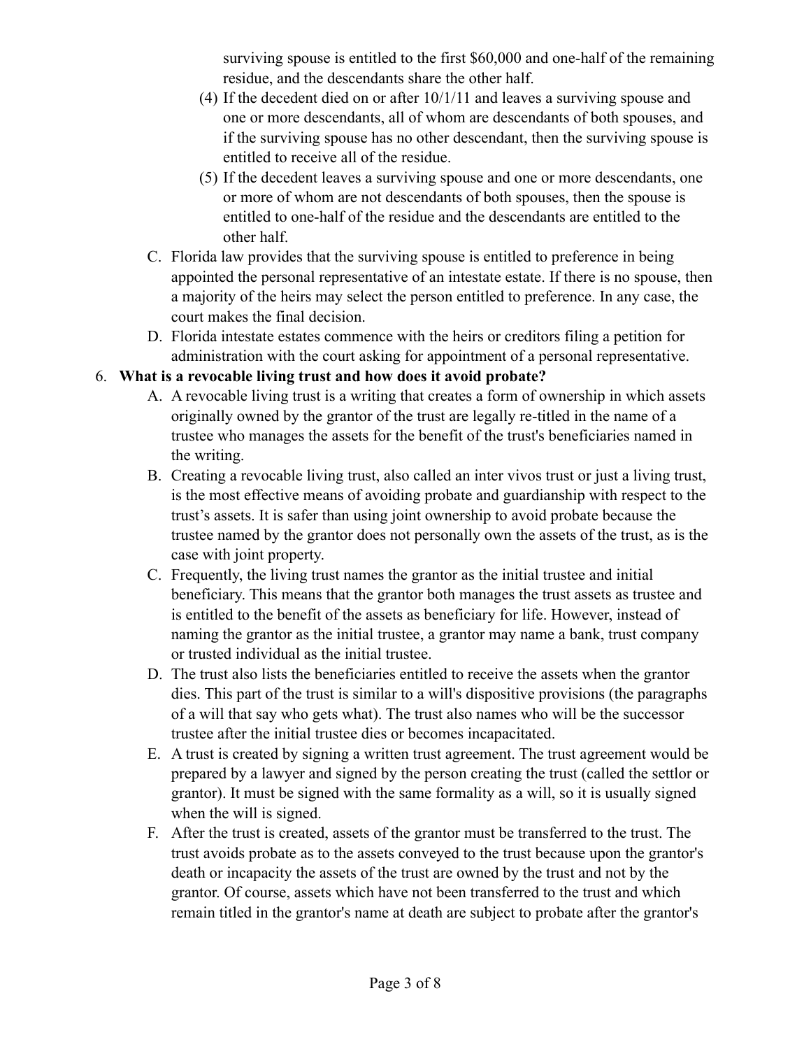surviving spouse is entitled to the first $60,000 and one-half of the remaining residue, and the descendants share the other half.

   (4) If the decedent died on or after 10/1/11 and leaves a surviving spouse and one or more descendants, all of whom are descendants of both spouses, and if the surviving spouse has no other descendant, then the surviving spouse is entitled to receive all of the residue.

   (5) If the decedent leaves a surviving spouse and one or more descendants, one or more of whom are not descendants of both spouses, then the spouse is entitled to one-half of the residue and the descendants are entitled to the other half.

C. Florida law provides that the surviving spouse is entitled to preference in being appointed the personal representative of an intestate estate. If there is no spouse, then a majority of the heirs may select the person entitled to preference. In any case, the court makes the final decision.

D. Florida intestate estates commence with the heirs or creditors filing a petition for administration with the court asking for appointment of a personal representative.

6. **What is a revocable living trust and how does it avoid probate?**

   A. A revocable living trust is a writing that creates a form of ownership in which assets originally owned by the grantor of the trust are legally re-titled in the name of a trustee who manages the assets for the benefit of the trust's beneficiaries named in the writing.

   B. Creating a revocable living trust, also called an inter vivos trust or just a living trust, is the most effective means of avoiding probate and guardianship with respect to the trust's assets. It is safer than using joint ownership to avoid probate because the trustee named by the grantor does not personally own the assets of the trust, as is the case with joint property.

   C. Frequently, the living trust names the grantor as the initial trustee and initial beneficiary. This means that the grantor both manages the trust assets as trustee and is entitled to the benefit of the assets as beneficiary for life. However, instead of naming the grantor as the initial trustee, a grantor may name a bank, trust company or trusted individual as the initial trustee.

   D. The trust also lists the beneficiaries entitled to receive the assets when the grantor dies. This part of the trust is similar to a will's dispositive provisions (the paragraphs of a will that say who gets what). The trust also names who will be the successor trustee after the initial trustee dies or becomes incapacitated.

   E. A trust is created by signing a written trust agreement. The trust agreement would be prepared by a lawyer and signed by the person creating the trust (called the settlor or grantor). It must be signed with the same formality as a will, so it is usually signed when the will is signed.

   F. After the trust is created, assets of the grantor must be transferred to the trust. The trust avoids probate as to the assets conveyed to the trust because upon the grantor's death or incapacity the assets of the trust are owned by the trust and not by the grantor. Of course, assets which have not been transferred to the trust and which remain titled in the grantor's name at death are subject to probate after the grantor's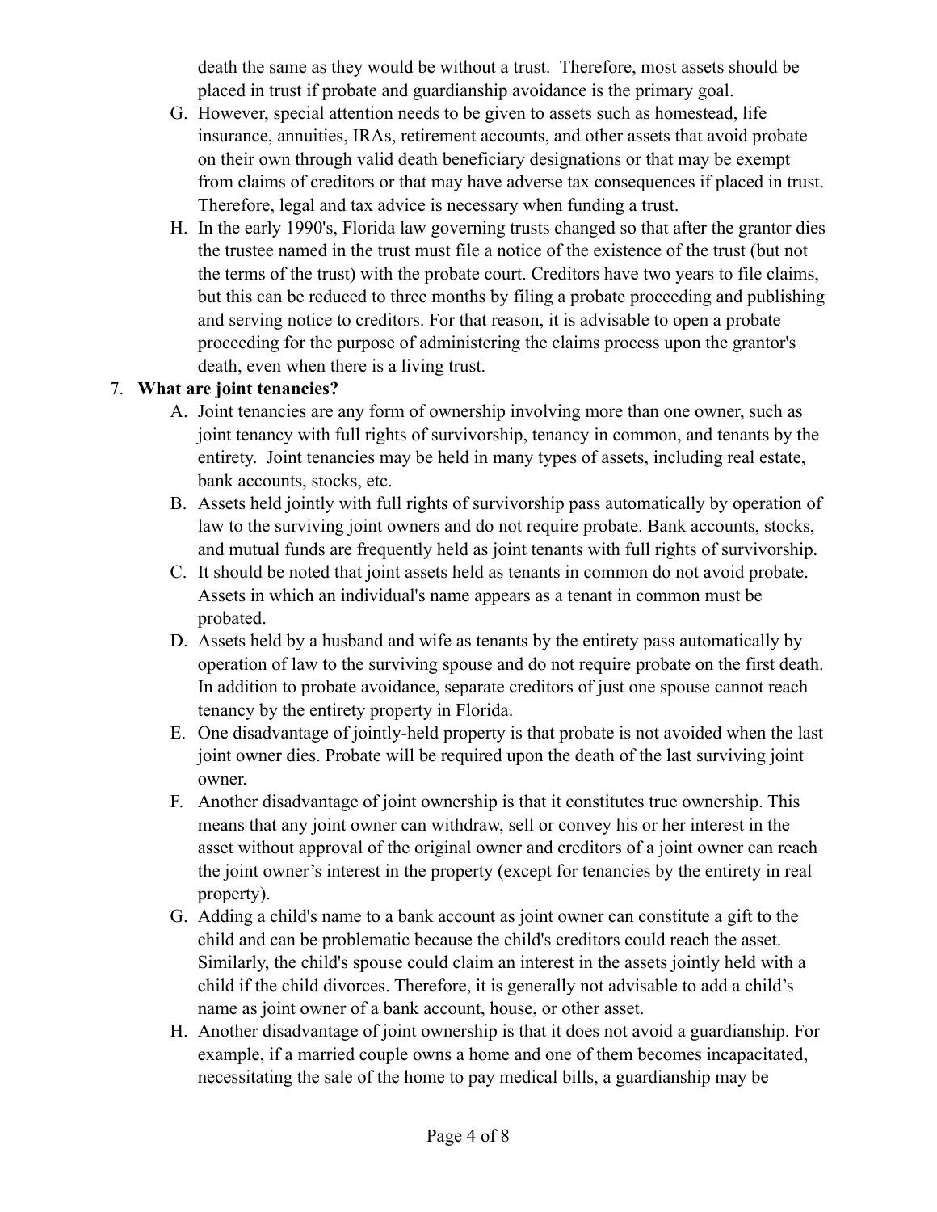death the same as they would be without a trust. Therefore, most assets should be placed in trust if probate and guardianship avoidance is the primary goal.

G. However, special attention needs to be given to assets such as homestead, life insurance, annuities, IRAs, retirement accounts, and other assets that avoid probate on their own through valid death beneficiary designations or that may be exempt from claims of creditors or that may have adverse tax consequences if placed in trust. Therefore, legal and tax advice is necessary when funding a trust.

H. In the early 1990's, Florida law governing trusts changed so that after the grantor dies the trustee named in the trust must file a notice of the existence of the trust (but not the terms of the trust) with the probate court. Creditors have two years to file claims, but this can be reduced to three months by filing a probate proceeding and publishing and serving notice to creditors. For that reason, it is advisable to open a probate proceeding for the purpose of administering the claims process upon the grantor's death, even when there is a living trust.

7. **What are joint tenancies?**

   A. Joint tenancies are any form of ownership involving more than one owner, such as joint tenancy with full rights of survivorship, tenancy in common, and tenants by the entirety. Joint tenancies may be held in many types of assets, including real estate, bank accounts, stocks, etc.

   B. Assets held jointly with full rights of survivorship pass automatically by operation of law to the surviving joint owners and do not require probate. Bank accounts, stocks, and mutual funds are frequently held as joint tenants with full rights of survivorship.

   C. It should be noted that joint assets held as tenants in common do not avoid probate. Assets in which an individual's name appears as a tenant in common must be probated.

   D. Assets held by a husband and wife as tenants by the entirety pass automatically by operation of law to the surviving spouse and do not require probate on the first death. In addition to probate avoidance, separate creditors of just one spouse cannot reach tenancy by the entirety property in Florida.

   E. One disadvantage of jointly-held property is that probate is not avoided when the last joint owner dies. Probate will be required upon the death of the last surviving joint owner.

   F. Another disadvantage of joint ownership is that it constitutes true ownership. This means that any joint owner can withdraw, sell or convey his or her interest in the asset without approval of the original owner and creditors of a joint owner can reach the joint owner's interest in the property (except for tenancies by the entirety in real property).

   G. Adding a child's name to a bank account as joint owner can constitute a gift to the child and can be problematic because the child's creditors could reach the asset. Similarly, the child's spouse could claim an interest in the assets jointly held with a child if the child divorces. Therefore, it is generally not advisable to add a child's name as joint owner of a bank account, house, or other asset.

   H. Another disadvantage of joint ownership is that it does not avoid a guardianship. For example, if a married couple owns a home and one of them becomes incapacitated, necessitating the sale of the home to pay medical bills, a guardianship may be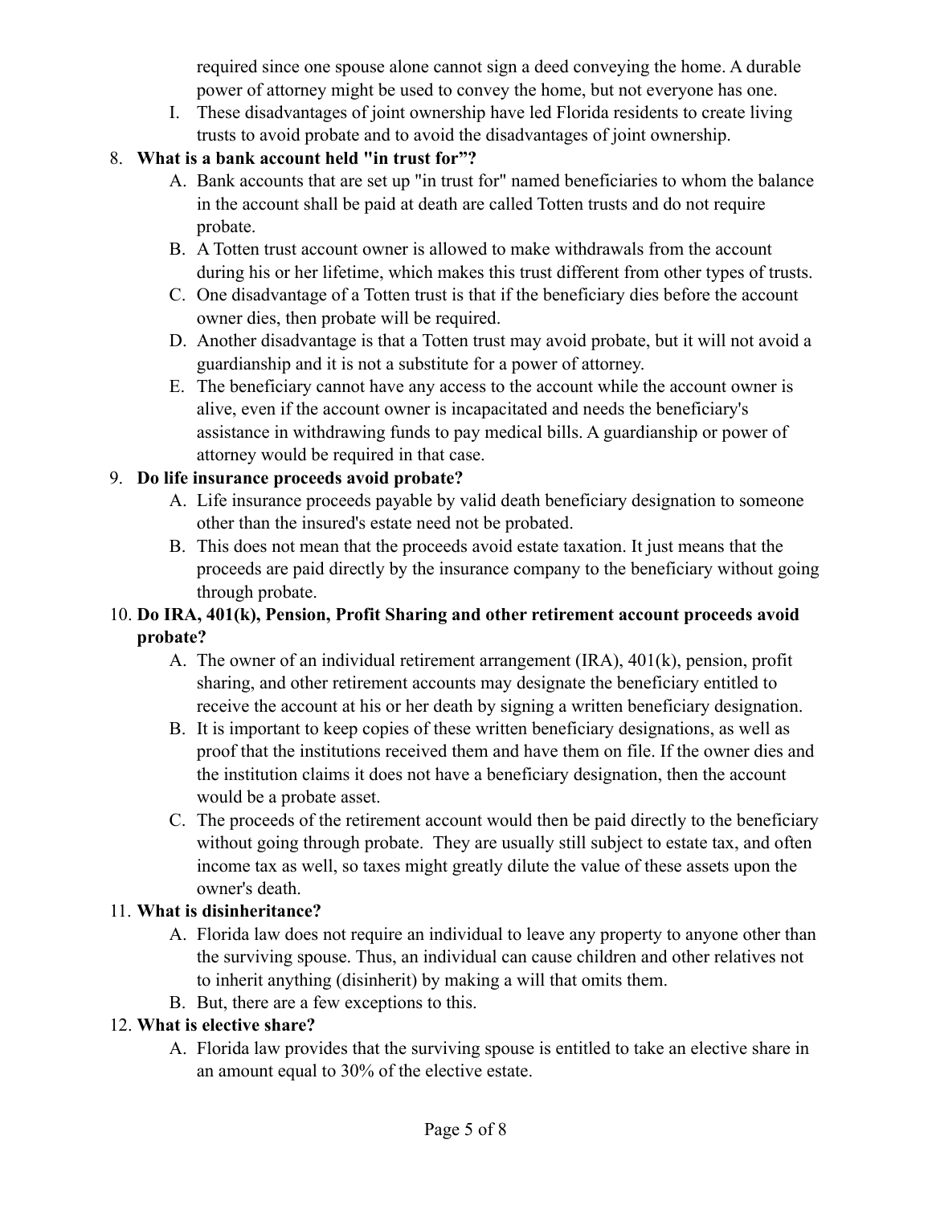required since one spouse alone cannot sign a deed conveying the home. A durable power of attorney might be used to convey the home, but not everyone has one.

I. These disadvantages of joint ownership have led Florida residents to create living trusts to avoid probate and to avoid the disadvantages of joint ownership.

8. **What is a bank account held "in trust for"?**
    A. Bank accounts that are set up "in trust for" named beneficiaries to whom the balance in the account shall be paid at death are called Totten trusts and do not require probate.
    B. A Totten trust account owner is allowed to make withdrawals from the account during his or her lifetime, which makes this trust different from other types of trusts.
    C. One disadvantage of a Totten trust is that if the beneficiary dies before the account owner dies, then probate will be required.
    D. Another disadvantage is that a Totten trust may avoid probate, but it will not avoid a guardianship and it is not a substitute for a power of attorney.
    E. The beneficiary cannot have any access to the account while the account owner is alive, even if the account owner is incapacitated and needs the beneficiary's assistance in withdrawing funds to pay medical bills. A guardianship or power of attorney would be required in that case.
9. **Do life insurance proceeds avoid probate?**
    A. Life insurance proceeds payable by valid death beneficiary designation to someone other than the insured's estate need not be probated.
    B. This does not mean that the proceeds avoid estate taxation. It just means that the proceeds are paid directly by the insurance company to the beneficiary without going through probate.
10. **Do IRA, 401(k), Pension, Profit Sharing and other retirement account proceeds avoid probate?**
    A. The owner of an individual retirement arrangement (IRA), 401(k), pension, profit sharing, and other retirement accounts may designate the beneficiary entitled to receive the account at his or her death by signing a written beneficiary designation.
    B. It is important to keep copies of these written beneficiary designations, as well as proof that the institutions received them and have them on file. If the owner dies and the institution claims it does not have a beneficiary designation, then the account would be a probate asset.
    C. The proceeds of the retirement account would then be paid directly to the beneficiary without going through probate. They are usually still subject to estate tax, and often income tax as well, so taxes might greatly dilute the value of these assets upon the owner's death.
11. **What is disinheritance?**
    A. Florida law does not require an individual to leave any property to anyone other than the surviving spouse. Thus, an individual can cause children and other relatives not to inherit anything (disinherit) by making a will that omits them.
    B. But, there are a few exceptions to this.
12. **What is elective share?**
    A. Florida law provides that the surviving spouse is entitled to take an elective share in an amount equal to 30% of the elective estate.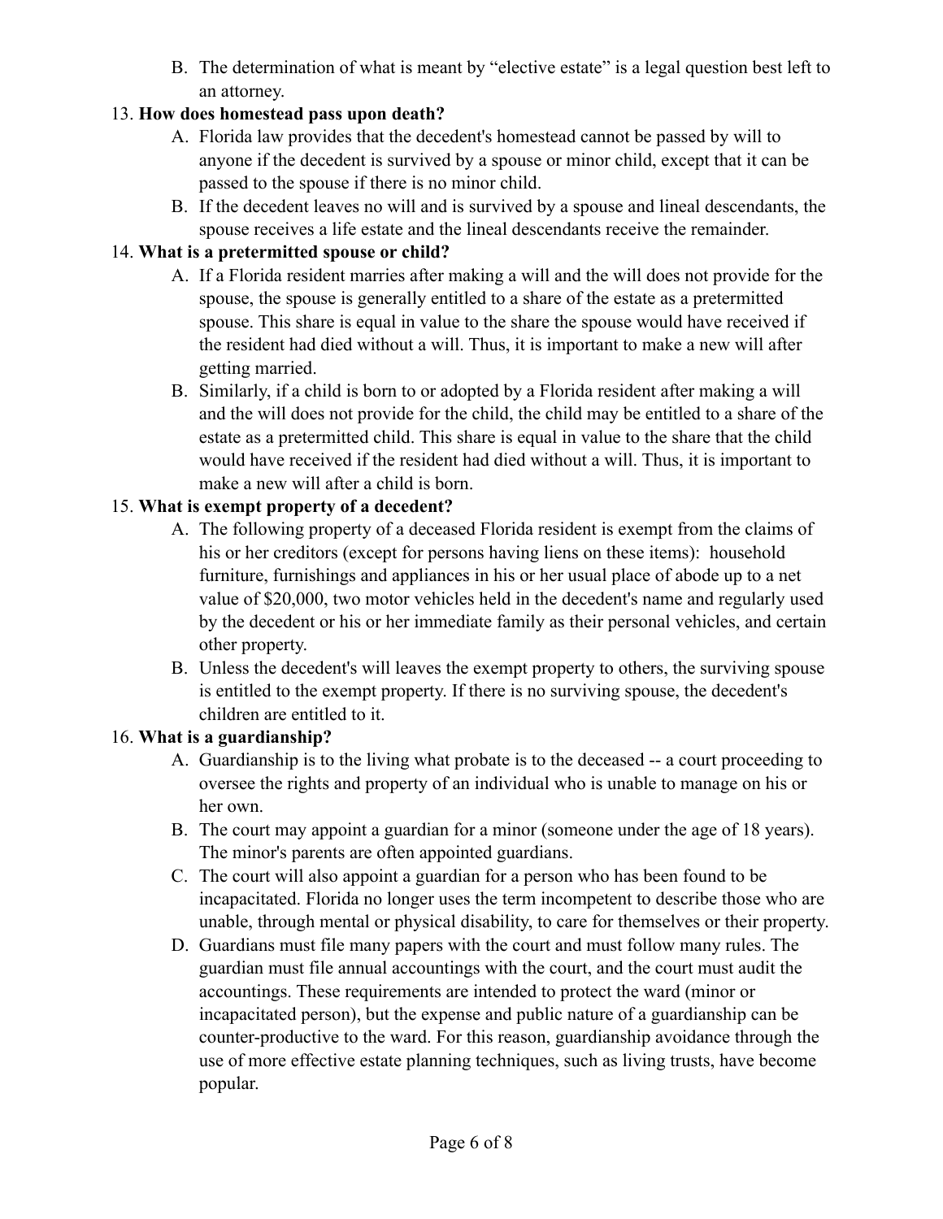B. The determination of what is meant by "elective estate" is a legal question best left to an attorney.

13. **How does homestead pass upon death?**
   A. Florida law provides that the decedent's homestead cannot be passed by will to anyone if the decedent is survived by a spouse or minor child, except that it can be passed to the spouse if there is no minor child.
   B. If the decedent leaves no will and is survived by a spouse and lineal descendants, the spouse receives a life estate and the lineal descendants receive the remainder.

14. **What is a pretermitted spouse or child?**
   A. If a Florida resident marries after making a will and the will does not provide for the spouse, the spouse is generally entitled to a share of the estate as a pretermitted spouse. This share is equal in value to the share the spouse would have received if the resident had died without a will. Thus, it is important to make a new will after getting married.
   B. Similarly, if a child is born to or adopted by a Florida resident after making a will and the will does not provide for the child, the child may be entitled to a share of the estate as a pretermitted child. This share is equal in value to the share that the child would have received if the resident had died without a will. Thus, it is important to make a new will after a child is born.

15. **What is exempt property of a decedent?**
   A. The following property of a deceased Florida resident is exempt from the claims of his or her creditors (except for persons having liens on these items): household furniture, furnishings and appliances in his or her usual place of abode up to a net value of $20,000, two motor vehicles held in the decedent's name and regularly used by the decedent or his or her immediate family as their personal vehicles, and certain other property.
   B. Unless the decedent's will leaves the exempt property to others, the surviving spouse is entitled to the exempt property. If there is no surviving spouse, the decedent's children are entitled to it.

16. **What is a guardianship?**
   A. Guardianship is to the living what probate is to the deceased -- a court proceeding to oversee the rights and property of an individual who is unable to manage on his or her own.
   B. The court may appoint a guardian for a minor (someone under the age of 18 years). The minor's parents are often appointed guardians.
   C. The court will also appoint a guardian for a person who has been found to be incapacitated. Florida no longer uses the term incompetent to describe those who are unable, through mental or physical disability, to care for themselves or their property.
   D. Guardians must file many papers with the court and must follow many rules. The guardian must file annual accountings with the court, and the court must audit the accountings. These requirements are intended to protect the ward (minor or incapacitated person), but the expense and public nature of a guardianship can be counter-productive to the ward. For this reason, guardianship avoidance through the use of more effective estate planning techniques, such as living trusts, have become popular.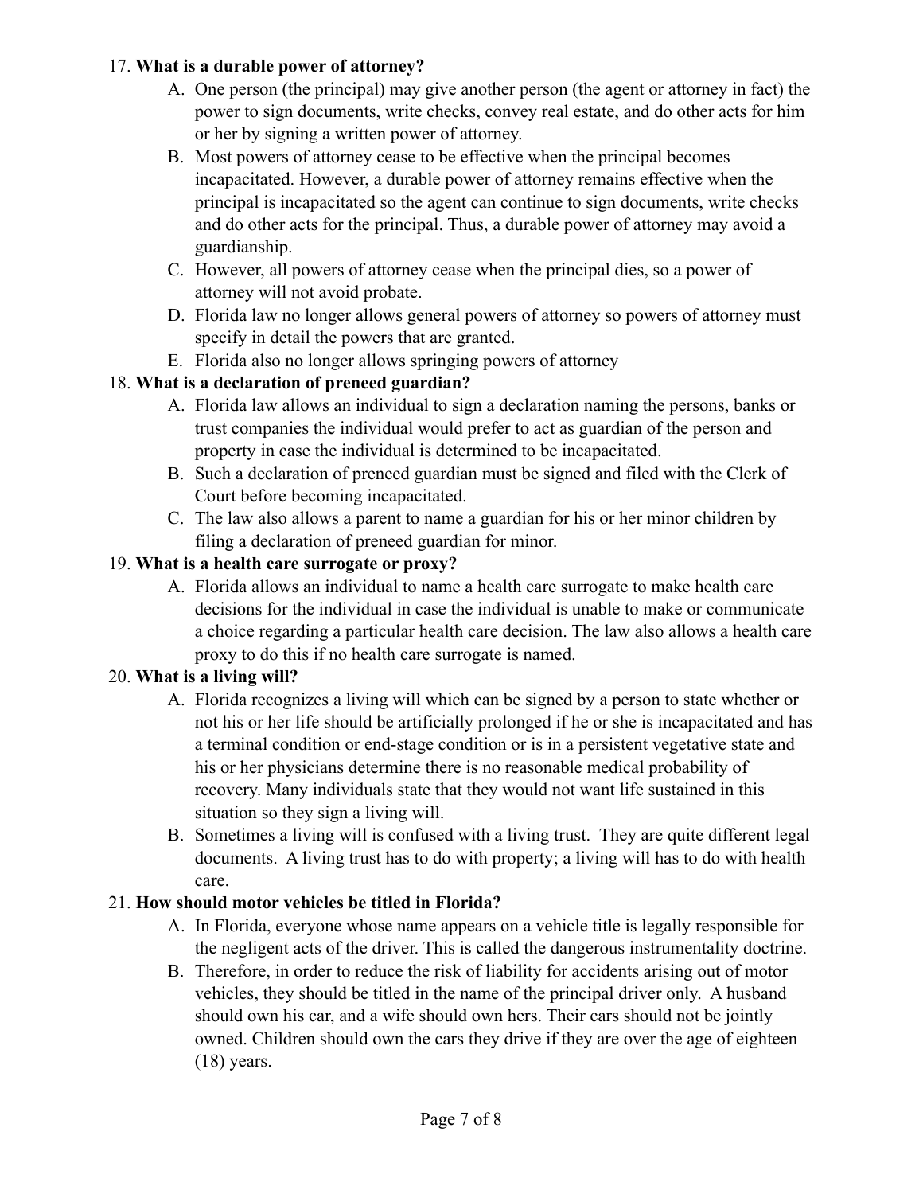17. **What is a durable power of attorney?**
    A. One person (the principal) may give another person (the agent or attorney in fact) the power to sign documents, write checks, convey real estate, and do other acts for him or her by signing a written power of attorney.
    B. Most powers of attorney cease to be effective when the principal becomes incapacitated. However, a durable power of attorney remains effective when the principal is incapacitated so the agent can continue to sign documents, write checks and do other acts for the principal. Thus, a durable power of attorney may avoid a guardianship.
    C. However, all powers of attorney cease when the principal dies, so a power of attorney will not avoid probate.
    D. Florida law no longer allows general powers of attorney so powers of attorney must specify in detail the powers that are granted.
    E. Florida also no longer allows springing powers of attorney

18. **What is a declaration of preneed guardian?**
    A. Florida law allows an individual to sign a declaration naming the persons, banks or trust companies the individual would prefer to act as guardian of the person and property in case the individual is determined to be incapacitated.
    B. Such a declaration of preneed guardian must be signed and filed with the Clerk of Court before becoming incapacitated.
    C. The law also allows a parent to name a guardian for his or her minor children by filing a declaration of preneed guardian for minor.

19. **What is a health care surrogate or proxy?**
    A. Florida allows an individual to name a health care surrogate to make health care decisions for the individual in case the individual is unable to make or communicate a choice regarding a particular health care decision. The law also allows a health care proxy to do this if no health care surrogate is named.

20. **What is a living will?**
    A. Florida recognizes a living will which can be signed by a person to state whether or not his or her life should be artificially prolonged if he or she is incapacitated and has a terminal condition or end-stage condition or is in a persistent vegetative state and his or her physicians determine there is no reasonable medical probability of recovery. Many individuals state that they would not want life sustained in this situation so they sign a living will.
    B. Sometimes a living will is confused with a living trust. They are quite different legal documents. A living trust has to do with property; a living will has to do with health care.

21. **How should motor vehicles be titled in Florida?**
    A. In Florida, everyone whose name appears on a vehicle title is legally responsible for the negligent acts of the driver. This is called the dangerous instrumentality doctrine.
    B. Therefore, in order to reduce the risk of liability for accidents arising out of motor vehicles, they should be titled in the name of the principal driver only. A husband should own his car, and a wife should own hers. Their cars should not be jointly owned. Children should own the cars they drive if they are over the age of eighteen (18) years.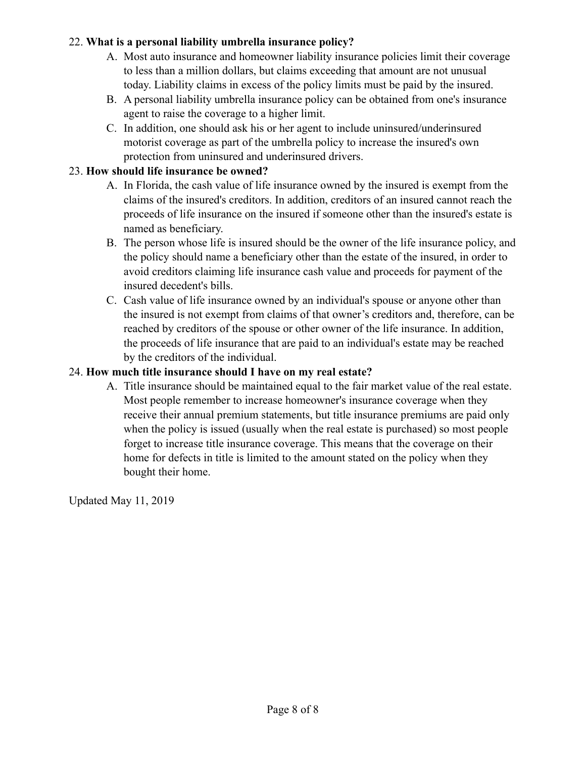22. **What is a personal liability umbrella insurance policy?**

    A. Most auto insurance and homeowner liability insurance policies limit their coverage to less than a million dollars, but claims exceeding that amount are not unusual today. Liability claims in excess of the policy limits must be paid by the insured.

    B. A personal liability umbrella insurance policy can be obtained from one's insurance agent to raise the coverage to a higher limit.

    C. In addition, one should ask his or her agent to include uninsured/underinsured motorist coverage as part of the umbrella policy to increase the insured's own protection from uninsured and underinsured drivers.

23. **How should life insurance be owned?**

    A. In Florida, the cash value of life insurance owned by the insured is exempt from the claims of the insured's creditors. In addition, creditors of an insured cannot reach the proceeds of life insurance on the insured if someone other than the insured's estate is named as beneficiary.

    B. The person whose life is insured should be the owner of the life insurance policy, and the policy should name a beneficiary other than the estate of the insured, in order to avoid creditors claiming life insurance cash value and proceeds for payment of the insured decedent's bills.

    C. Cash value of life insurance owned by an individual's spouse or anyone other than the insured is not exempt from claims of that owner's creditors and, therefore, can be reached by creditors of the spouse or other owner of the life insurance. In addition, the proceeds of life insurance that are paid to an individual's estate may be reached by the creditors of the individual.

24. **How much title insurance should I have on my real estate?**

    A. Title insurance should be maintained equal to the fair market value of the real estate. Most people remember to increase homeowner's insurance coverage when they receive their annual premium statements, but title insurance premiums are paid only when the policy is issued (usually when the real estate is purchased) so most people forget to increase title insurance coverage. This means that the coverage on their home for defects in title is limited to the amount stated on the policy when they bought their home.

Updated May 11, 2019